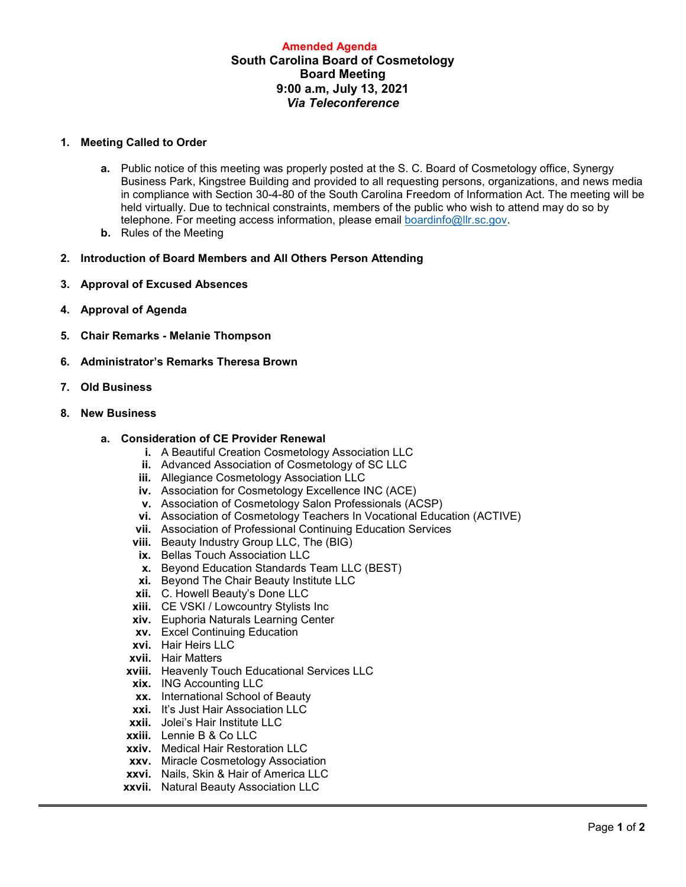**Amended Agenda**

# South Carolina Board of Cosmetology
## Board Meeting
## 9:00 a.m, July 13, 2021
## *Via Teleconference*

1. **Meeting Called to Order**
   - **a.** Public notice of this meeting was properly posted at the S. C. Board of Cosmetology office, Synergy Business Park, Kingstree Building and provided to all requesting persons, organizations, and news media in compliance with Section 30-4-80 of the South Carolina Freedom of Information Act. The meeting will be held virtually. Due to technical constraints, members of the public who wish to attend may do so by telephone. For meeting access information, please email boardinfo@llr.sc.gov.
   - **b.** Rules of the Meeting

2. **Introduction of Board Members and All Others Person Attending**

3. **Approval of Excused Absences**

4. **Approval of Agenda**

5. **Chair Remarks - Melanie Thompson**

6. **Administrator's Remarks Theresa Brown**

7. **Old Business**

8. **New Business**

   **a. Consideration of CE Provider Renewal**

   - **i.** A Beautiful Creation Cosmetology Association LLC
   - **ii.** Advanced Association of Cosmetology of SC LLC
   - **iii.** Allegiance Cosmetology Association LLC
   - **iv.** Association for Cosmetology Excellence INC (ACE)
   - **v.** Association of Cosmetology Salon Professionals (ACSP)
   - **vi.** Association of Cosmetology Teachers In Vocational Education (ACTIVE)
   - **vii.** Association of Professional Continuing Education Services
   - **viii.** Beauty Industry Group LLC, The (BIG)
   - **ix.** Bellas Touch Association LLC
   - **x.** Beyond Education Standards Team LLC (BEST)
   - **xi.** Beyond The Chair Beauty Institute LLC
   - **xii.** C. Howell Beauty's Done LLC
   - **xiii.** CE VSKI / Lowcountry Stylists Inc
   - **xiv.** Euphoria Naturals Learning Center
   - **xv.** Excel Continuing Education
   - **xvi.** Hair Heirs LLC
   - **xvii.** Hair Matters
   - **xviii.** Heavenly Touch Educational Services LLC
   - **xix.** ING Accounting LLC
   - **xx.** International School of Beauty
   - **xxi.** It's Just Hair Association LLC
   - **xxii.** Jolei's Hair Institute LLC
   - **xxiii.** Lennie B & Co LLC
   - **xxiv.** Medical Hair Restoration LLC
   - **xxv.** Miracle Cosmetology Association
   - **xxvi.** Nails, Skin & Hair of America LLC
   - **xxvii.** Natural Beauty Association LLC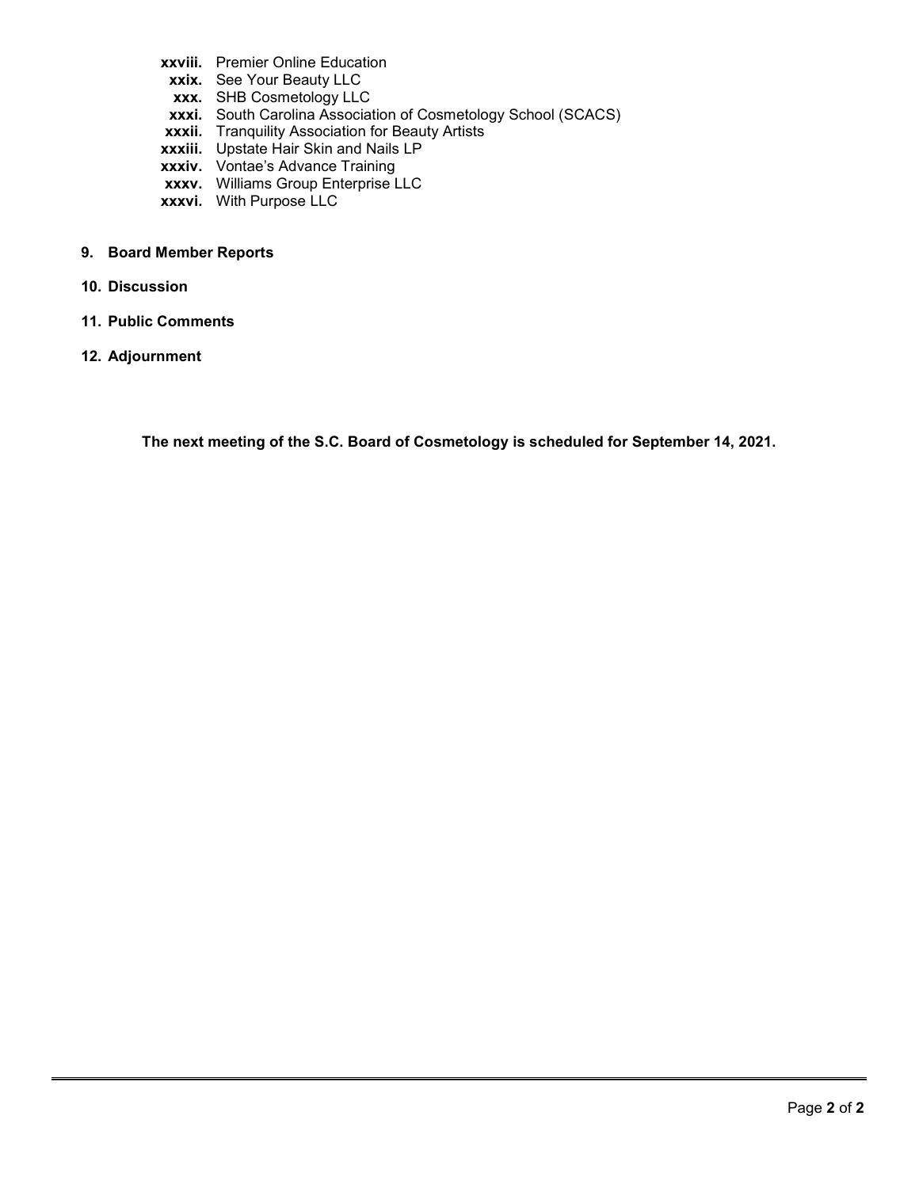- **xxviii.** Premier Online Education
- **xxix.** See Your Beauty LLC
- **xxx.** SHB Cosmetology LLC
- **xxxi.** South Carolina Association of Cosmetology School (SCACS)
- **xxxii.** Tranquility Association for Beauty Artists
- **xxxiii.** Upstate Hair Skin and Nails LP
- **xxxiv.** Vontae's Advance Training
- **xxxv.** Williams Group Enterprise LLC
- **xxxvi.** With Purpose LLC

**9. Board Member Reports**

**10. Discussion**

**11. Public Comments**

**12. Adjournment**

**The next meeting of the S.C. Board of Cosmetology is scheduled for September 14, 2021.**